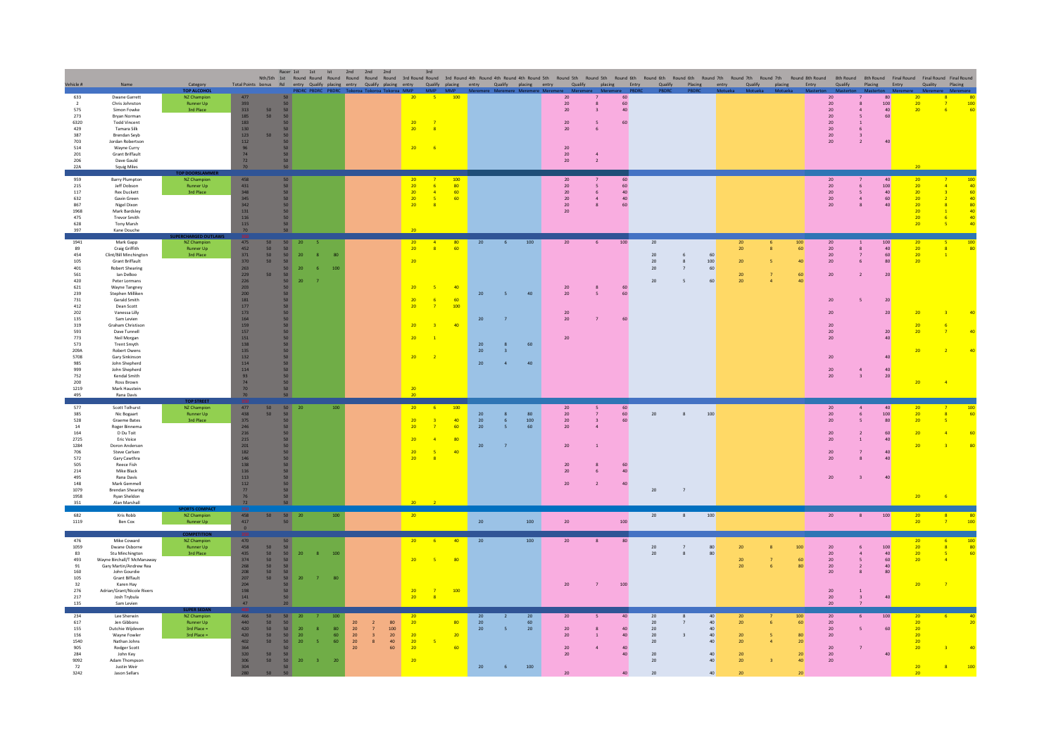| Vehicle # | Name | Category | Total Points | Nth/5th bonus | 1st Rd | Racer 1st Round entry | 1st Round Qualify | 1st Round placing | 2nd Round entry | 2nd Round Qualify | 2nd Round placing | 3rd Round entry | 3rd Round Qualify | 3rd Round placing | 4th Round entry | 4th Round Qualify | 4th Round placing | Round 5th entry | Round 5th Qualify | Round 5th placing | Round 6th Entry | Round 6th Qualify | Round 6th Placing | Round 7th entry | Round 7th Qualify | Round 7th placing | Round 8th Entry | 8th Round Qualify | 8th Round Placing | Final Round Entry | Final Round Qualify | Final Round Placing |
|---|---|---|---|---|---|---|---|---|---|---|---|---|---|---|---|---|---|---|---|---|---|---|---|---|---|---|---|---|---|---|---|---|
| | | | | | | PBDRC | PBDRC | PBDRC | Tokoroa | Tokoroa | Tokoroa | MMP | MMP | MMP | Meremere | Meremere | Meremere | Meremere | Meremere | Meremere | PBDRC | PBDRC | PBDRC | Motueka | Motueka | Motueka | Masterton | Masterton | Masterton | Meremere | Meremere | Meremere |
| | | TOP ALCOHOL | | | | | | | | | | | | | | | | | | | | | | | | | | | | | | |
| 633 | Dwane Garrett | NZ Champion | 477 | | 50 | | | | | | | 20 | 5 | 100 | | | | 20 | 7 | 60 | | | | | | | 20 | 7 | 80 | 20 | 8 | 80 |
| 2 | Chris Johnston | Runner Up | 393 | | 50 | | | | | | | | | | | | | 20 | 8 | 60 | | | | | | | 20 | 8 | 100 | 20 | 7 | 100 |
| 575 | Simon Fowke | 3rd Place | 313 | 50 | 50 | | | | | | | | | | | | | 20 | 3 | 40 | | | | | | | 20 | 4 | 40 | 20 | 6 | 60 |
| 273 | Bryan Norman | | 185 | 50 | 50 | | | | | | | | | | | | | | | | | | | | | | 20 | 5 | 60 | | | |
| 6320 | Todd Vincent | | 183 | | 50 | | | | | | | 20 | 7 | | | | | 20 | 5 | 60 | | | | | | | 20 | 1 | | | | |
| 429 | Tamara Silk | | 130 | | 50 | | | | | | | 20 | 8 | | | | | 20 | 6 | | | | | | | | 20 | 6 | | | | |
| 387 | Brendan Seyb | | 123 | 50 | 50 | | | | | | | | | | | | | | | | | | | | | | 20 | 3 | | | | |
| 703 | Jordan Robertson | | 112 | | 50 | | | | | | | | | | | | | | | | | | | | | | 20 | 2 | 40 | | | |
| 514 | Wayne Curry | | 96 | | 50 | | | | | | | 20 | 6 | | | | | 20 | | | | | | | | | | | | | | |
| 201 | Grant Briffault | | 74 | | 50 | | | | | | | | | | | | | 20 | 4 | | | | | | | | | | | | | |
| 206 | Dave Gauld | | 72 | | 50 | | | | | | | | | | | | | 20 | 2 | | | | | | | | | | | | | |
| 22A | Sqvig Miles | | 70 | | 50 | | | | | | | | | | | | | | | | | | | | | | | | | 20 | | |
| | | TOP DOORSLAMMER | | | | | | | | | | | | | | | | | | | | | | | | | | | | | | |
| 959 | Barry Plumpton | NZ Champion | 458 | | 50 | | | | | | | 20 | 7 | 100 | | | | 20 | 7 | 60 | | | | | | | 20 | 7 | 40 | 20 | 7 | 100 |
| 215 | Jeff Dobson | Runner Up | 431 | | 50 | | | | | | | 20 | 6 | 80 | | | | 20 | 5 | 60 | | | | | | | 20 | 6 | 100 | 20 | 4 | 40 |
| 117 | Rex Duckett | 3rd Place | 348 | | 50 | | | | | | | 20 | 4 | 60 | | | | 20 | 6 | 40 | | | | | | | 20 | 5 | 40 | 20 | 3 | 60 |
| 632 | Gavin Green | | 345 | | 50 | | | | | | | 20 | 5 | 60 | | | | 20 | 4 | 40 | | | | | | | 20 | 4 | 60 | 20 | 2 | 40 |
| 867 | Nigel Dixon | | 342 | | 50 | | | | | | | 20 | 8 | | | | | 20 | 8 | 60 | | | | | | | 20 | 8 | 40 | 20 | 8 | 80 |
| 1968 | Mark Bardsley | | 131 | | 50 | | | | | | | | | | | | | | | | | | | | | | | | | 20 | 1 | 40 |
| 475 | Trevor Smith | | 116 | | 50 | | | | | | | | | | | | | 20 | | | | | | | | | | | | 20 | 6 | 40 |
| 628 | Tony Marsh | | 115 | | 50 | | | | | | | | | | | | | | | | | | | | | | | | | 20 | 5 | 40 |
| 397 | Kane Douche | | 70 | | 50 | | | | | | | 20 | | | | | | | | | | | | | | | | | | | | |
| | | SUPERCHARGED OUTLAWS | | | | | | | | | | | | | | | | | | | | | | | | | | | | | | |
| 1941 | Mark Gapp | NZ Champion | 475 | 50 | 50 | 20 | 5 | | | | | 20 | 4 | 80 | 20 | 6 | 100 | 20 | 6 | 100 | | | | 20 | 6 | 100 | 20 | 1 | 100 | 20 | 5 | 100 |
| 89 | Craig Griffith | Runner Up | 452 | 50 | 50 | | | | | | | 20 | 8 | 60 | | | | | | | | | | 20 | 8 | 60 | 20 | 8 | 40 | 20 | 8 | 80 |
| 454 | Clint/Bill Minchington | 3rd Place | 371 | 50 | 50 | 20 | 8 | 80 | | | | | | | | | | | | | 20 | 6 | 60 | | | | 20 | 7 | 60 | 20 | 1 | |
| 105 | Grant Briffault | | 370 | 50 | 50 | | | | | | | 20 | | | | | | | | | 20 | 8 | 100 | 20 | 5 | 40 | 20 | 6 | 80 | 20 | | |
| 401 | Robert Shearing | | 263 | | 50 | 20 | 6 | 100 | | | | | | | | | | | | | 20 | 7 | 60 | | | | | | | | | |
| 561 | Ian DeBoo | | 229 | 50 | 50 | | | | | | | | | | | | | | | | | | | 20 | 7 | 60 | 20 | 2 | 20 | | | |
| 420 | Peter Lormans | | 226 | | 50 | 20 | 7 | | | | | | | | | | | | | | 20 | 5 | 60 | 20 | 4 | 40 | | | | | | |
| 621 | Wayne Tangney | | 203 | | 50 | | | | | | | 20 | 5 | 40 | | | | 20 | 8 | 60 | | | | | | | | | | | | |
| 239 | Stephen Milliken | | 200 | | 50 | | | | | | | | | | 20 | 5 | 40 | 20 | 5 | 60 | | | | | | | | | | | | |
| 731 | Gerald Smith | | 181 | | 50 | | | | | | | 20 | 6 | 60 | | | | | | | | | | | | | 20 | 5 | 20 | | | |
| 412 | Dean Scott | | 177 | | 50 | | | | | | | 20 | 7 | 100 | | | | | | | | | | | | | | | | | | |
| 202 | Vanessa Lilly | | 173 | | 50 | | | | | | | | | | | | | 20 | | | | | | | | | 20 | | 20 | 20 | 3 | 40 |
| 135 | Sam Levien | | 164 | | 50 | | | | | | | | | | 20 | 7 | | 20 | 7 | 60 | | | | | | | | | | | | |
| 319 | Graham Christison | | 159 | | 50 | | | | | | | 20 | 3 | 40 | | | | | | | | | | | | | 20 | | | 20 | 6 | |
| 593 | Dave Tunnell | | 157 | | 50 | | | | | | | | | | | | | | | | | | | | | | 20 | | 20 | 20 | 7 | 40 |
| 773 | Neil Morgan | | 151 | | 50 | | | | | | | 20 | 1 | | | | | 20 | | | | | | | | | 20 | | 40 | | | |
| 573 | Trent Smyth | | 138 | | 50 | | | | | | | | | | 20 | 8 | 60 | | | | | | | | | | | | | | | |
| 209A | Robert Owens | | 135 | | 50 | | | | | | | | | | 20 | 3 | | | | | | | | | | | | | | 20 | 2 | 40 |
| 5708 | Gary Sinkinson | | 132 | | 50 | | | | | | | 20 | 2 | | | | | | | | | | | | | | 20 | | 40 | | | |
| 985 | John Shepherd | | 114 | | 50 | | | | | | | | | | 20 | 4 | 40 | | | | | | | | | | | | | | | |
| 999 | John Shepherd | | 114 | | 50 | | | | | | | | | | | | | | | | | | | | | | 20 | 4 | 40 | | | |
| 752 | Kendal Smith | | 93 | | 50 | | | | | | | | | | | | | | | | | | | | | | 20 | 3 | 20 | | | |
| 200 | Ross Brown | | 74 | | 50 | | | | | | | | | | | | | | | | | | | | | | | | | 20 | 4 | |
| 1219 | Mark Haustein | | 70 | | 50 | | | | | | | 20 | | | | | | | | | | | | | | | | | | | | |
| 495 | Rana Davis | | 70 | | 50 | | | | | | | 20 | | | | | | | | | | | | | | | | | | | | |
| | | TOP STREET | | | | | | | | | | | | | | | | | | | | | | | | | | | | | | |
| 577 | Scott Tolhurst | NZ Champion | 477 | 50 | 50 | 20 | | 100 | | | | 20 | 6 | 100 | | | | 20 | 5 | 60 | | | | | | | 20 | 4 | 40 | 20 | 7 | 100 |
| 385 | Nic Bogaart | Runner Up | 438 | 50 | 50 | | | | | | | | | | 20 | 8 | 80 | 20 | 7 | 60 | 20 | 8 | 100 | | | | 20 | 6 | 100 | 20 | 8 | 60 |
| 528 | Graeme Bates | 3rd Place | 375 | | 50 | | | | | | | 20 | 3 | 40 | 20 | 6 | 100 | 20 | 3 | 60 | | | | | | | 20 | 5 | 80 | 20 | 5 | |
| 14 | Roger Binnema | | 246 | | 50 | | | | | | | 20 | 7 | 60 | 20 | 5 | 60 | 20 | 4 | | | | | | | | | | | | | |
| 164 | D Du Toit | | 216 | | 50 | | | | | | | | | | | | | | | | | | | | | | 20 | 2 | 60 | 20 | 4 | 60 |
| 2725 | Eric Voice | | 215 | | 50 | | | | | | | 20 | 4 | 80 | | | | | | | | | | | | | 20 | 1 | 40 | | | |
| 1284 | Doron Anderson | | 201 | | 50 | | | | | | | | | | 20 | 7 | | 20 | 1 | | | | | | | | | | | 20 | 3 | 80 |
| 706 | Steve Carlsen | | 182 | | 50 | | | | | | | 20 | 5 | 40 | | | | | | | | | | | | | 20 | 7 | 40 | | | |
| 572 | Gary Cawthra | | 146 | | 50 | | | | | | | 20 | 8 | | | | | | | | | | | | | | 20 | 8 | 40 | | | |
| 505 | Reece Fish | | 138 | | 50 | | | | | | | | | | | | | 20 | 8 | 60 | | | | | | | | | | | | |
| 214 | Mike Black | | 116 | | 50 | | | | | | | | | | | | | 20 | 6 | 40 | | | | | | | | | | | | |
| 495 | Rana Davis | | 113 | | 50 | | | | | | | | | | | | | | | | | | | | | | 20 | 3 | 40 | | | |
| 148 | Mark Gemmell | | 112 | | 50 | | | | | | | | | | | | | 20 | 2 | 40 | | | | | | | | | | | | |
| 1079 | Brendan Shearing | | 77 | | 50 | | | | | | | | | | | | | | | | 20 | 7 | | | | | | | | | | |
| 1958 | Ryan Sheldon | | 76 | | 50 | | | | | | | | | | | | | | | | | | | | | | | | | 20 | 6 | |
| 351 | Alan Marshall | | 72 | | 50 | | | | | | | 20 | 2 | | | | | | | | | | | | | | | | | | | |
| | | SPORTS COMPACT | | | | | | | | | | | | | | | | | | | | | | | | | | | | | | |
| 682 | Kris Robb | NZ Champion | 458 | 50 | 50 | 20 | | 100 | | | | 20 | | | | | | | | | 20 | 8 | 100 | | | | 20 | 8 | 100 | 20 | 8 | 80 |
| 1119 | Ben Cox | Runner Up | 417 | | 50 | | | | | | | | | | 20 | | 100 | 20 | | 100 | | | | | | | | | | 20 | 7 | 100 |
| | | | 0 | | | | | | | | | | | | | | | | | | | | | | | | | | | | | |
| | | COMPETITION | | | | | | | | | | | | | | | | | | | | | | | | | | | | | | |
| 476 | Mike Coward | NZ Champion | 470 | | 50 | | | | | | | 20 | 6 | 40 | 20 | | 100 | 20 | 8 | 80 | | | | | | | | | | 20 | 6 | 100 |
| 1059 | Dwane Osborne | Runner Up | 458 | 50 | 50 | | | | | | | | | | | | | | | | 20 | 7 | 80 | 20 | 8 | 100 | 20 | 6 | 100 | 20 | 8 | 80 |
| 83 | Stu Minchington | 3rd Place | 435 | 50 | 50 | 20 | 8 | 100 | | | | | | | | | | | | | 20 | 8 | 80 | | | | 20 | 4 | 40 | 20 | 5 | 60 |
| 493 | Wayne Birchall/T McManaway | | 374 | 50 | 50 | | | | | | | 20 | 5 | 80 | | | | | | | | | | 20 | 7 | 60 | 20 | 5 | 60 | 20 | 4 | |
| 91 | Gary Martin/Andrew Rea | | 268 | 50 | 50 | | | | | | | | | | | | | | | | | | | 20 | 6 | 80 | 20 | 2 | 40 | | | |
| 160 | John Gourdie | | 208 | 50 | 50 | | | | | | | | | | | | | | | | | | | | | | 20 | 8 | 80 | | | |
| 105 | Grant Briffault | | 207 | 50 | 50 | 20 | 7 | 80 | | | | | | | | | | | | | | | | | | | | | | | | |
| 32 | Karen Hay | | 204 | | 50 | | | | | | | | | | | | | 20 | 7 | 100 | | | | | | | | | | 20 | 7 | |
| 276 | Adrian/Grant/Nicole Rivers | | 198 | | 50 | | | | | | | 20 | 7 | 100 | | | | | | | | | | | | | 20 | 1 | | | | |
| 217 | Josh Trybula | | 141 | | 50 | | | | | | | 20 | 8 | | | | | | | | | | | | | | 20 | 3 | 40 | | | |
| 135 | Sam Levien | | 47 | | 20 | | | | | | | | | | | | | | | | | | | | | | 20 | 7 | | | | |
| | | SUPER SEDAN | | | | | | | | | | | | | | | | | | | | | | | | | | | | | | |
| 234 | Lee Sherwin | NZ Champion | 466 | 50 | 50 | 20 | 7 | 100 | | | | 20 | | | 20 | 2 | 20 | 20 | 5 | 40 | 20 | 8 | 40 | 20 | 7 | 100 | 20 | 6 | 100 | 20 | 6 | 40 |
| 617 | Jen Gibbons | Runner Up | 440 | 50 | 50 | | | | 20 | 2 | 80 | 20 | | 80 | 20 | | 60 | | | | 20 | 7 | 40 | 20 | 6 | 60 | 20 | | | 20 | | 20 |
| 155 | Dutchie Wijdeven | 3rd Place = | 420 | 50 | 50 | 20 | 8 | 80 | 20 | 7 | 100 | | | | 20 | 5 | 20 | 20 | 8 | 40 | 20 | | 40 | | | | 20 | 5 | 60 | 20 | | |
| 156 | Wayne Fowler | 3rd Place = | 420 | 50 | 50 | 20 | | 60 | 20 | 3 | 20 | 20 | | 20 | | | | 20 | 1 | 40 | 20 | 3 | 40 | 20 | 5 | 80 | 20 | | 60 | 20 | | |
| 1540 | Nathan Johns | | 402 | 50 | 50 | 20 | 5 | 60 | 20 | 8 | 40 | 20 | 5 | | | | | | | | 20 | | 40 | 20 | 4 | 20 | | | | 20 | | |
| 905 | Rodger Scott | | 364 | | 50 | | | | 20 | | 60 | 20 | | 60 | | | | 20 | 4 | 40 | | | | | | | 20 | 7 | | 20 | 3 | 40 |
| 284 | John Key | | 320 | 50 | 50 | | | | | | | | | | | | | 20 | | 40 | 20 | | 40 | 20 | | 20 | 20 | | 40 | | | |
| 9092 | Adam Thompson | | 306 | 50 | 50 | 20 | 3 | 20 | | | | 20 | | | | | | | | | 20 | | 40 | 20 | 3 | 40 | 20 | | | | | |
| 72 | Justin Weir | | 304 | | 50 | | | | | | | | | | 20 | 6 | 100 | | | | | | | | | | | | | 20 | 8 | 100 |
| 3242 | Jason Sellars | | 280 | 50 | 50 | | | | | | | | | | | | | 20 | | 40 | 20 | | 40 | 20 | | 20 | | | | 20 | | |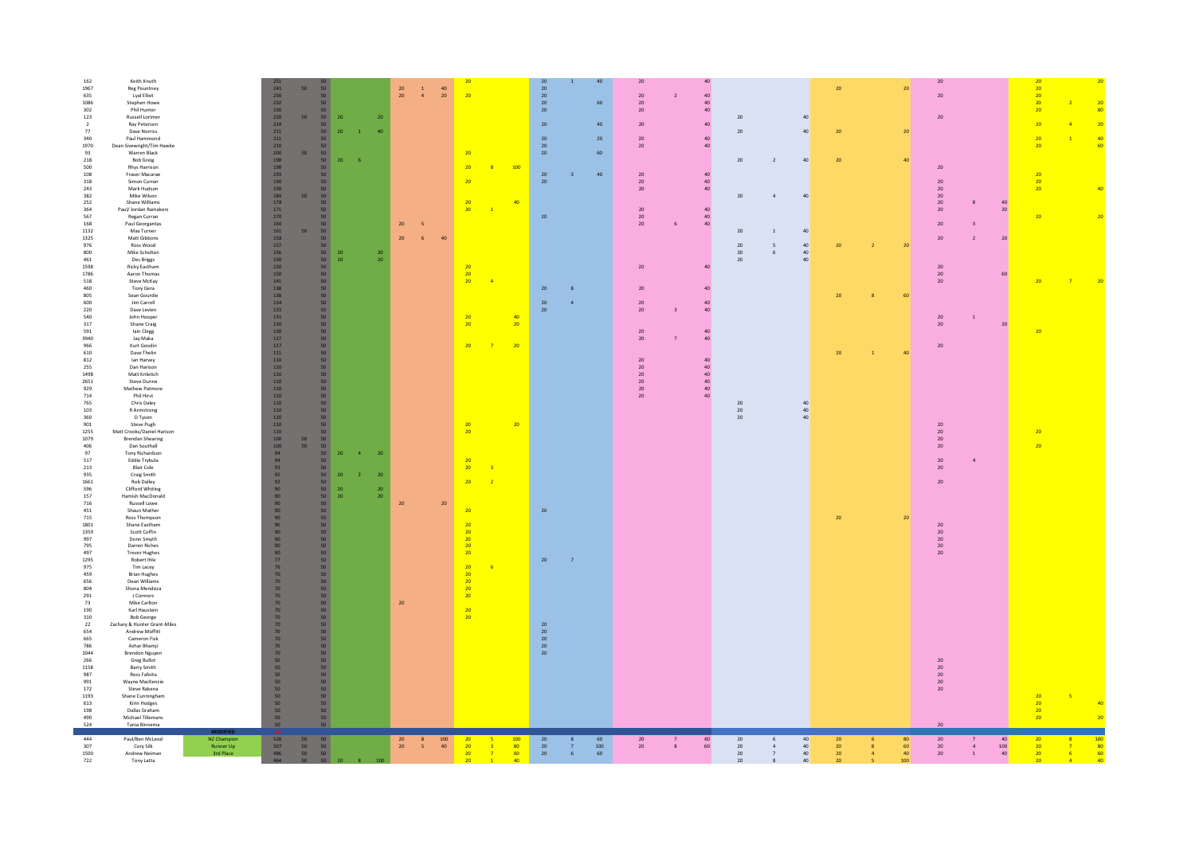| | | | | | | | | | | | | | | | | | | | | | | | | | | | | | | | | |
|---|---|---|---|---|---|---|---|---|---|---|---|---|---|---|---|---|---|---|---|---|---|---|---|---|---|---|---|---|---|---|---|---|
| 162 | Keith Knuth | | 251 | | 50 | | | | | | | 20 | | | 20 | 1 | 40 | 20 | | 40 | | | | | | | 20 | | | 20 | | 20 |
| 1967 | Reg Pountney | | 241 | 50 | 50 | | | | 20 | 1 | 40 | | | | 20 | | | | | | | | | 20 | | 20 | | | | 20 | | |
| 635 | Lyal Elliot | | 236 | | 50 | | | | 20 | 4 | 20 | 20 | | | 20 | | | 20 | 2 | 40 | | | | | | | 20 | | | 20 | | |
| 1086 | Stephen Howe | | 232 | | 50 | | | | | | | | | | 20 | | 60 | 20 | | 40 | | | | | | | | | | 20 | 2 | 20 |
| 302 | Phil Hunter | | 230 | | 50 | | | | | | | | | | 20 | | | 20 | | 40 | | | | | | | | | | 20 | | 80 |
| 123 | Russell Lorimer | | 220 | 50 | 50 | 20 | | 20 | | | | | | | | | | | | | 20 | | 40 | | | | 20 | | | | | |
| 2 | Ray Peterson | | 214 | | 50 | | | | | | | | | | 20 | | 40 | 20 | | 40 | | | | | | | | | | 20 | 4 | 20 |
| 77 | Dave Norriss | | 211 | | 50 | 20 | 1 | 40 | | | | | | | | | | | | | 20 | | 40 | 20 | | 20 | | | | | | |
| 340 | Paul Hammond | | 211 | | 50 | | | | | | | | | | 20 | | 20 | 20 | | 40 | | | | | | | | | | 20 | 1 | 40 |
| 1970 | Dean Sievwright/Tim Hawke | | 210 | | 50 | | | | | | | | | | 20 | | | 20 | | 40 | | | | | | | | | | 20 | | 60 |
| 93 | Warren Black | | 200 | 50 | 50 | | | | | | | 20 | | | 20 | | 60 | | | | | | | | | | | | | | | |
| 218 | Bob Greig | | 198 | | 50 | 20 | 6 | | | | | | | | | | | | | | 20 | 2 | 40 | 20 | | 40 | | | | | | |
| 500 | Rhys Harrison | | 198 | | 50 | | | | | | | 20 | 8 | 100 | | | | | | | | | | | | | 20 | | | | | |
| 108 | Fraser Macarae | | 193 | | 50 | | | | | | | | | | 20 | 3 | 40 | 20 | | 40 | | | | | | | | | | 20 | | |
| 318 | Simon Curran | | 190 | | 50 | | | | | | | 20 | | | 20 | | | 20 | | 40 | | | | | | | 20 | | | 20 | | |
| 243 | Mark Hudson | | 190 | | 50 | | | | | | | | | | | | | 20 | | 40 | | | | | | | 20 | | | 20 | | 40 |
| 382 | Mike Wilson | | 184 | 50 | 50 | | | | | | | | | | | | | | | | 20 | 4 | 40 | | | | 20 | | | | | |
| 252 | Shane Williams | | 178 | | 50 | | | | | | | 20 | | 40 | | | | | | | | | | | | | 20 | 8 | 40 | | | |
| 364 | Paul/ Jordan Ramakers | | 171 | | 50 | | | | | | | 20 | 1 | | | | | 20 | | 40 | | | | | | | 20 | | 20 | | | |
| 567 | Regan Curran | | 170 | | 50 | | | | | | | | | | 20 | | | 20 | | 40 | | | | | | | | | | 20 | | 20 |
| 168 | Paul Georgantas | | 164 | | 50 | | | | 20 | 5 | | | | | | | | 20 | 6 | 40 | | | | | | | 20 | 3 | | | | |
| 1132 | Max Turner | | 161 | 50 | 50 | | | | | | | | | | | | | | | | 20 | 1 | 40 | | | | | | | | | |
| 1325 | Matt Gibbons | | 158 | | 50 | | | | 20 | 6 | 40 | | | | | | | | | | | | | | | | 20 | 2 | 20 | | | |
| 976 | Ross Wood | | 157 | | 50 | | | | | | | | | | | | | | | | 20 | 5 | 40 | 20 | 2 | 20 | | | | | | |
| 800 | Mike Scholten | | 156 | | 50 | 20 | | 20 | | | | | | | | | | | | | 20 | 6 | 40 | | | | | | | | | |
| 461 | Des Briggs | | 150 | | 50 | 20 | | 20 | | | | | | | | | | | | | 20 | | 40 | | | | | | | | | |
| 1598 | Ricky Eastham | | 150 | | 50 | | | | | | | 20 | | | | | | 20 | | 40 | | | | | | | 20 | | | | | |
| 1786 | Aaron Thomas | | 150 | | 50 | | | | | | | 20 | | | | | | | | | | | | | | | 20 | | 60 | | | |
| 518 | Steve McKay | | 141 | | 50 | | | | | | | 20 | 4 | | | | | | | | | | | | | | 20 | | | 20 | 7 | 20 |
| 460 | Tony Gera | | 138 | | 50 | | | | | | | | | | 20 | 8 | | 20 | | 40 | | | | | | | | | | | | |
| 805 | Sean Gourdie | | 138 | | 50 | | | | | | | | | | | | | | | | | | | 20 | 8 | 60 | | | | | | |
| 600 | Jim Carroll | | 134 | | 50 | | | | | | | | | | 20 | 4 | | 20 | | 40 | | | | | | | | | | | | |
| 220 | Dave Levien | | 133 | | 50 | | | | | | | | | | 20 | | | 20 | 3 | 40 | | | | | | | | | | | | |
| 540 | John Hooper | | 131 | | 50 | | | | | | | 20 | | 40 | | | | | | | | | | | | | 20 | 1 | | | | |
| 317 | Shane Craig | | 130 | | 50 | | | | | | | 20 | | 20 | | | | | | | | | | | | | 20 | | 20 | | | |
| 591 | Iain Clegg | | 130 | | 50 | | | | | | | | | | | | | 20 | | 40 | | | | | | | | | | 20 | | |
| 3940 | Jay Maka | | 117 | | 50 | | | | | | | | | | | | | 20 | 7 | 40 | | | | | | | | | | | | |
| 966 | Kurt Goodin | | 117 | | 50 | | | | | | | 20 | 7 | 20 | | | | | | | | | | | | | 20 | | | | | |
| 610 | Dave Thelin | | 111 | | 50 | | | | | | | | | | | | | | | | | | | 20 | 1 | 40 | | | | | | |
| 812 | Ian Harvey | | 110 | | 50 | | | | | | | | | | | | | 20 | | 40 | | | | | | | | | | | | |
| 255 | Dan Harison | | 110 | | 50 | | | | | | | | | | | | | 20 | | 40 | | | | | | | | | | | | |
| 1498 | Matt Knletich | | 110 | | 50 | | | | | | | | | | | | | 20 | | 40 | | | | | | | | | | | | |
| 2651 | Steve Dunne | | 110 | | 50 | | | | | | | | | | | | | 20 | | 40 | | | | | | | | | | | | |
| 929 | Mathew Patmore | | 110 | | 50 | | | | | | | | | | | | | 20 | | 40 | | | | | | | | | | | | |
| 714 | Phil Hirst | | 110 | | 50 | | | | | | | | | | | | | 20 | | 40 | | | | | | | | | | | | |
| 765 | Chris Daley | | 110 | | 50 | | | | | | | | | | | | | | | | 20 | | 40 | | | | | | | | | |
| 103 | R Armstrong | | 110 | | 50 | | | | | | | | | | | | | | | | 20 | | 40 | | | | | | | | | |
| 360 | D Tyson | | 110 | | 50 | | | | | | | | | | | | | | | | 20 | | 40 | | | | | | | | | |
| 901 | Steve Pugh | | 110 | | 50 | | | | | | | 20 | | 20 | | | | | | | | | | | | | 20 | | | | | |
| 1255 | Matt Crooks/Daniel Harison | | 110 | | 50 | | | | | | | 20 | | | | | | | | | | | | | | | 20 | | | 20 | | |
| 1079 | Brendan Shearing | | 100 | 50 | 50 | | | | | | | | | | | | | | | | | | | | | | 20 | | | | | |
| 406 | Dan Southall | | 100 | 50 | 50 | | | | | | | | | | | | | | | | | | | | | | 20 | | | 20 | | |
| 97 | Tony Richardson | | 94 | | 50 | 20 | 4 | 20 | | | | | | | | | | | | | | | | | | | | | | | | |
| 517 | Eddie Trybula | | 94 | | 50 | | | | | | | 20 | | | | | | | | | | | | | | | 20 | 4 | | | | |
| 213 | Blair Cole | | 93 | | 50 | | | | | | | 20 | 3 | | | | | | | | | | | | | | 20 | | | | | |
| 935 | Craig Smith | | 92 | | 50 | 20 | 2 | 20 | | | | | | | | | | | | | | | | | | | | | | | | |
| 1661 | Rob Dalley | | 92 | | 50 | | | | | | | 20 | 2 | | | | | | | | | | | | | | 20 | | | | | |
| 596 | Clifford Whiting | | 90 | | 50 | 20 | | 20 | | | | | | | | | | | | | | | | | | | | | | | | |
| 157 | Hamish MacDonald | | 90 | | 50 | 20 | | 20 | | | | | | | | | | | | | | | | | | | | | | | | |
| 716 | Russell Lowe | | 90 | | 50 | | | | 20 | | 20 | | | | | | | | | | | | | | | | | | | | | |
| 451 | Shaun Mather | | 90 | | 50 | | | | | | | 20 | | | 20 | | | | | | | | | | | | | | | | | |
| 715 | Ross Thompson | | 90 | | 50 | | | | | | | | | | | | | | | | | | | 20 | | 20 | | | | | | |
| 1801 | Shane Eastham | | 90 | | 50 | | | | | | | 20 | | | | | | | | | | | | | | | 20 | | | | | |
| 1359 | Scott Coffin | | 90 | | 50 | | | | | | | 20 | | | | | | | | | | | | | | | 20 | | | | | |
| 997 | Donn Smyth | | 90 | | 50 | | | | | | | 20 | | | | | | | | | | | | | | | 20 | | | | | |
| 795 | Darren Riches | | 90 | | 50 | | | | | | | 20 | | | | | | | | | | | | | | | 20 | | | | | |
| 497 | Trevor Hughes | | 90 | | 50 | | | | | | | 20 | | | | | | | | | | | | | | | 20 | | | | | |
| 1295 | Robert Ihle | | 77 | | 50 | | | | | | | | | | 20 | 7 | | | | | | | | | | | | | | | | |
| 975 | Tim Lacey | | 76 | | 50 | | | | | | | 20 | 6 | | | | | | | | | | | | | | | | | | | |
| 459 | Brian Hughes | | 70 | | 50 | | | | | | | 20 | | | | | | | | | | | | | | | | | | | | |
| 656 | Dean Williams | | 70 | | 50 | | | | | | | 20 | | | | | | | | | | | | | | | | | | | | |
| 804 | Shona Mendoza | | 70 | | 50 | | | | | | | 20 | | | | | | | | | | | | | | | | | | | | |
| 291 | J Connors | | 70 | | 50 | | | | | | | 20 | | | | | | | | | | | | | | | | | | | | |
| 73 | Mike Carlton | | 70 | | 50 | | | | 20 | | | | | | | | | | | | | | | | | | | | | | | |
| 190 | Karl Haustein | | 70 | | 50 | | | | | | | 20 | | | | | | | | | | | | | | | | | | | | |
| 310 | Bob George | | 70 | | 50 | | | | | | | 20 | | | | | | | | | | | | | | | | | | | | |
| 22 | Zachary & Hunter Grant-Miles | | 70 | | 50 | | | | | | | | | | 20 | | | | | | | | | | | | | | | | | |
| 654 | Andrew Moffitt | | 70 | | 50 | | | | | | | | | | 20 | | | | | | | | | | | | | | | | | |
| 665 | Cameron Fisk | | 70 | | 50 | | | | | | | | | | 20 | | | | | | | | | | | | | | | | | |
| 786 | Azhar Bhamji | | 70 | | 50 | | | | | | | | | | 20 | | | | | | | | | | | | | | | | | |
| 1044 | Brendon Nguyen | | 70 | | 50 | | | | | | | | | | 20 | | | | | | | | | | | | | | | | | |
| 266 | Greg Bullot | | 50 | | 50 | | | | | | | | | | | | | | | | | | | | | | 20 | | | | | |
| 1158 | Barry Smith | | 50 | | 50 | | | | | | | | | | | | | | | | | | | | | | 20 | | | | | |
| 987 | Ross Fafeita | | 50 | | 50 | | | | | | | | | | | | | | | | | | | | | | 20 | | | | | |
| 991 | Wayne MacKenzie | | 50 | | 50 | | | | | | | | | | | | | | | | | | | | | | 20 | | | | | |
| 172 | Steve Rakena | | 50 | | 50 | | | | | | | | | | | | | | | | | | | | | | 20 | | | | | |
| 1193 | Shane Cunningham | | 50 | | 50 | | | | | | | | | | | | | | | | | | | | | | | | | 20 | 5 | |
| 613 | Kirin Hodges | | 50 | | 50 | | | | | | | | | | | | | | | | | | | | | | | | | 20 | | 40 |
| 198 | Dallas Graham | | 50 | | 50 | | | | | | | | | | | | | | | | | | | | | | | | | 20 | | |
| 490 | Michael Tillemans | | 50 | | 50 | | | | | | | | | | | | | | | | | | | | | | | | | 20 | | 20 |
| 524 | Tania Bienema | | 50 | | 50 | | | | | | | | | | | | | | | | | | | | | | 20 | | | | | |
| | | MODIFIED | | | | | | | | | | | | | | | | | | | | | | | | | | | | | | |
| 444 | Paul/Ben McLeod | NZ Champion | 528 | 50 | 50 | | | | 20 | 8 | 100 | 20 | 5 | 100 | 20 | 8 | 60 | 20 | 7 | 80 | 20 | 6 | 40 | 20 | 6 | 80 | 20 | 7 | 40 | 20 | 8 | 100 |
| 307 | Cory Silk | Runner Up | 507 | 50 | 50 | | | | 20 | 5 | 40 | 20 | 3 | 80 | 20 | 7 | 100 | 20 | 8 | 60 | 20 | 4 | 40 | 20 | 8 | 60 | 20 | 4 | 100 | 20 | 7 | 80 |
| 1500 | Andrew Neiman | 3rd Place | 486 | 50 | 50 | | | | | | | 20 | 7 | 60 | 20 | 6 | 60 | | | | 20 | 7 | 40 | 20 | 4 | 40 | 20 | 1 | 40 | 20 | 6 | 60 |
| 722 | Tony Latta | | 464 | 50 | 50 | 20 | 8 | 100 | | | | 20 | 1 | 40 | | | | | | | 20 | 8 | 40 | 20 | 5 | 100 | | | | 20 | 4 | 40 |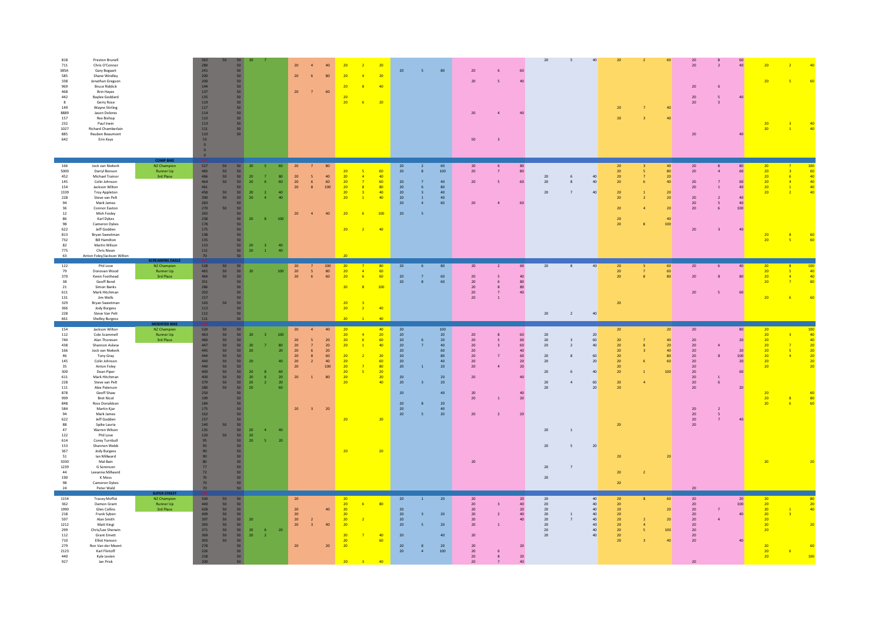| | | | | | | | | | | | | | | | | | | | | | | | | | | | | | | | | |
|---|---|---|---|---|---|---|---|---|---|---|---|---|---|---|---|---|---|---|---|---|---|---|---|---|---|---|---|---|---|---|---|---|
| 818 | Preston Brunell | | 362 | 50 | 50 | 20 | 7 | | | | | | | | | | | | | | | 20 | 5 | 40 | 20 | 2 | 60 | 20 | 8 | 60 | | | |
| 711 | Chris O'Connor | | 280 | | 50 | | | | 20 | 4 | 40 | 20 | 2 | 20 | | | | | | | | | | | | | | 20 | 2 | 40 | 20 | 2 | 40 |
| 385A | Gary Bogaart | | 241 | | 50 | | | | | | | | | | 20 | 5 | 80 | 20 | 6 | 60 | | | | | | | | | | | | |
| 585 | Shane Windley | | 200 | | 50 | | | | 20 | 6 | 80 | 20 | 4 | 20 | | | | | | | | | | | | | | | | | | |
| 338 | Jonathan Gregson | | 200 | | 50 | | | | | | | | | | | | | 20 | 5 | 40 | | | | | | | | | | 20 | 5 | 60 |
| 969 | Bruce Riddick | | 144 | | 50 | | | | | | | 20 | 8 | 40 | | | | | | | | | | | | | | 20 | 6 | | | | |
| 468 | Brin Hayes | | 137 | | 50 | | | | 20 | 7 | 60 | | | | | | | | | | | | | | | | | | | | | | |
| 442 | Baylee Goddard | | 135 | | 50 | | | | | | | 20 | | | | | | | | | | | | | | | | 20 | 5 | 40 | | | |
| 8 | Gerry Rose | | 119 | | 50 | | | | | | | 20 | 6 | 20 | | | | | | | | | | | | | | 20 | 3 | | | | |
| 149 | Wayne Stirling | | 117 | | 50 | | | | | | | | | | | | | | | | | | | | 20 | 7 | 40 | | | | | | |
| 8889 | Jason Dolores | | 114 | | 50 | | | | | | | | | | | | | 20 | 4 | 40 | | | | | | | | | | | | |
| 157 | Rex Bishop | | 113 | | 50 | | | | | | | | | | | | | | | | | | | | 20 | 3 | 40 | | | | | | |
| 232 | Paul Irwin | | 113 | | 50 | | | | | | | | | | | | | | | | | | | | | | | | | | 20 | 3 | 40 |
| 1027 | Richard Chamberlain | | 111 | | 50 | | | | | | | | | | | | | | | | | | | | | | | | | | 20 | 1 | 40 |
| 885 | Reuben Beaumont | | 110 | | 50 | | | | | | | | | | | | | | | | | | | | | | | 20 | | 40 | | | |
| 642 | Erin Keys | | 53 | | | | | | | | | | | | | | | 50 | 3 | | | | | | | | | | | | | | |
| | | | 0 | | | | | | | | | | | | | | | | | | | | | | | | | | | | | | |
| | | | 0 | | | | | | | | | | | | | | | | | | | | | | | | | | | | | | |
| | | | 0 | | | | | | | | | | | | | | | | | | | | | | | | | | | | | | |
| | | COMP BIKE | | | | | | | | | | | | | | | | | | | | | | | | | | | | | | | |
| 166 | Jock van Niekerk | NZ Champion | 527 | 50 | 50 | 20 | 5 | 60 | 20 | 7 | 80 | | | | 20 | 2 | 60 | 20 | 6 | 80 | | | | 20 | 3 | 40 | 20 | 8 | 80 | 20 | 7 | 100 |
| 5000 | Darryl Benson | Runner Up | 483 | 50 | 50 | | | | | | | 20 | 5 | 60 | 20 | 8 | 100 | 20 | 7 | 80 | | | | 20 | 5 | 80 | 20 | 4 | 60 | 20 | 3 | 60 |
| 452 | Michael Trainor | 3rd Place | 466 | 50 | 50 | 20 | 7 | 80 | 20 | 5 | 40 | 20 | 4 | 40 | | | | | | | 20 | 6 | 40 | 20 | 7 | 20 | | | | 20 | 6 | 40 |
| 145 | Colin Johnson | | 464 | 50 | 50 | 20 | 6 | 60 | 20 | 6 | 60 | 20 | 7 | 60 | 20 | 7 | 40 | 20 | 5 | 60 | 20 | 8 | 40 | 20 | 6 | 40 | 20 | 7 | 60 | 20 | 4 | 40 |
| 154 | Jackson Wilton | | 461 | | 50 | | | | 20 | 8 | 100 | 20 | 8 | 80 | 20 | 6 | 80 | | | | | | | | | | 20 | 1 | 40 | 20 | 1 | 40 |
| 1339 | Troy Appleton | | 458 | 50 | 50 | 20 | 2 | 40 | | | | 20 | 3 | 40 | 20 | 3 | 40 | | | | 20 | 7 | 40 | 20 | 1 | 20 | | | | 20 | 2 | 40 |
| 228 | Steve van Pelt | | 390 | 50 | 50 | 20 | 4 | 40 | | | | 20 | 1 | 40 | 20 | 1 | 40 | | | | | | | 20 | 2 | 20 | 20 | 2 | 40 | | | |
| 94 | Mark James | | 283 | | 50 | | | | | | | | | | 20 | 4 | 60 | 20 | 4 | 60 | | | | | | | 20 | 5 | 40 | | | |
| 36 | Connor Easton | | 270 | 50 | 50 | | | | | | | | | | | | | | | | | | | 20 | 4 | 20 | 20 | 6 | 100 | | | |
| 12 | Mish Foxley | | 265 | | 50 | | | | 20 | 4 | 40 | 20 | 6 | 100 | 20 | 5 | | | | | | | | | | | | | | | | |
| 86 | Karl Dykes | | 238 | | 50 | 20 | 8 | 100 | | | | | | | | | | | | | | | | 20 | | 40 | | | | | | |
| 98 | Cameron Dykes | | 178 | | 50 | | | | | | | | | | | | | | | | | | | 20 | 8 | 100 | | | | | | |
| 622 | Jeff Godden | | 175 | | 50 | | | | | | | 20 | 2 | 40 | | | | | | | | | | | | | 20 | 3 | 40 | | | |
| 813 | Bryan Sweetman | | 138 | | 50 | | | | | | | | | | | | | | | | | | | | | | | | | 20 | 8 | 60 |
| 732 | Bill Hamilton | | 135 | | 50 | | | | | | | | | | | | | | | | | | | | | | | | | 20 | 5 | 60 |
| 82 | Martin Wilson | | 113 | | 50 | 20 | 3 | 40 | | | | | | | | | | | | | | | | | | | | | | | | |
| 775 | Chris Nixon | | 111 | | 50 | 20 | 1 | 40 | | | | | | | | | | | | | | | | | | | | | | | | |
| 63 | Anton Foley/Jackson Wilton | | 70 | | 50 | | | | | | | 20 | | | | | | | | | | | | | | | | | | | | |
| | | SCREAMING EAGLE | | | | | | | | | | | | | | | | | | | | | | | | | | | | | | |
| 122 | Phil Love | NZ Champion | 528 | 50 | 50 | | | | 20 | 7 | 100 | 20 | 7 | 80 | 20 | 6 | 80 | 20 | 2 | 60 | 20 | 8 | 40 | 20 | 5 | 60 | 20 | 6 | 40 | 20 | 8 | 100 |
| 79 | Donovan Wood | Runner Up | 465 | 50 | 50 | 20 | | 100 | 20 | 5 | 80 | 20 | 4 | 60 | | | | | | | | | | 20 | 7 | 60 | | | | 20 | 5 | 40 |
| 370 | Kevin Foothead | 3rd Place | 464 | 50 | 50 | | | | 20 | 6 | 60 | 20 | 6 | 60 | 20 | 7 | 60 | 20 | 5 | 40 | | | | 20 | 8 | 80 | 20 | 8 | 80 | 20 | 4 | 40 |
| 38 | Geoff Bond | | 351 | | 50 | | | | | | | | | | 20 | 8 | 60 | 20 | 6 | 80 | | | | | | | | | | 20 | 7 | 80 |
| 21 | Simon Banks | | 286 | | 50 | | | | | | | 20 | 8 | 100 | | | | 20 | 8 | 80 | | | | | | | | | | | | |
| 611 | Mark Hitchman | | 202 | | 50 | | | | | | | | | | | | | 20 | 7 | 40 | | | | | | | 20 | 5 | 60 | | | |
| 131 | Jim Wells | | 157 | | 50 | | | | | | | | | | | | | 20 | 1 | | | | | | | | | | | 20 | 6 | 60 |
| 329 | Bryan Sweetman | | 143 | 50 | 50 | | | | | | | 20 | 3 | | | | | | | | | | | 20 | | | | | | | | |
| 366 | Jody Burgess | | 112 | | 50 | | | | | | | 20 | 2 | 40 | | | | | | | | | | | | | | | | | | |
| 228 | Steve Van Pelt | | 112 | | 50 | | | | | | | | | | | | | | | | 20 | 2 | 40 | | | | | | | | | |
| 661 | Shelley Burgess | | 111 | | 50 | | | | | | | 20 | 1 | 40 | | | | | | | | | | | | | | | | | | |
| | | MODIFIED BIKE | | | | | | | | | | | | | | | | | | | | | | | | | | | | | | |
| 154 | Jackson Wilton | NZ Champion | 520 | 50 | 50 | | | | 20 | 4 | 40 | 20 | | 40 | 20 | | 100 | | | | | | | 20 | | 20 | 20 | | 80 | 20 | | 100 |
| 112 | Cole Scammell | Runner Up | 463 | 50 | 50 | 20 | 3 | 100 | | | | 20 | 4 | 20 | 20 | | 20 | 20 | 8 | 60 | 20 | | 20 | | | | | | | 20 | 3 | 40 |
| 740 | Alan Thoresen | 3rd Place | 460 | 50 | 50 | | | | 20 | 5 | 20 | 20 | 6 | 60 | 20 | 6 | 20 | 20 | 5 | 60 | 20 | 3 | 60 | 20 | 7 | 40 | 20 | | 20 | 20 | | 40 |
| 438 | Shannon Askew | | 447 | 50 | 50 | 20 | 7 | 80 | 20 | 7 | 20 | 20 | 1 | 40 | 20 | 7 | 40 | 20 | 3 | 60 | 20 | 2 | 40 | 20 | 8 | 20 | 20 | 4 | | 20 | 7 | 20 |
| 166 | Jock van Niekerk | | 445 | 50 | 50 | 20 | | 20 | 20 | 6 | 20 | | | | 20 | | 60 | 20 | | 40 | | | | 20 | 3 | 40 | 20 | | 20 | 20 | 5 | 20 |
| 46 | Tony Gray | | 444 | 50 | 50 | | | | 20 | 8 | 60 | 20 | 2 | 20 | 20 | | 80 | 20 | 7 | 60 | 20 | 8 | 60 | 20 | | 80 | 20 | 8 | 100 | 20 | 4 | 20 |
| 145 | Colin Johnson | | 440 | 50 | 50 | 20 | | 40 | 20 | 2 | 40 | 20 | | 60 | 20 | | 40 | 20 | | 20 | 20 | | 20 | 20 | 6 | 60 | 20 | | 20 | 20 | | 20 |
| 35 | Anton Foley | | 440 | 50 | 50 | | | | 20 | | 100 | 20 | 7 | 80 | 20 | 1 | 20 | 20 | 4 | 20 | | | | 20 | | | 20 | | | 20 | | 20 |
| 300 | Dean Piper | | 400 | 50 | 50 | 20 | 8 | 60 | | | | 20 | 5 | 20 | | | | | | | 20 | 6 | 40 | 20 | 1 | 100 | 20 | | 60 | | | |
| 611 | Mark Hitchman | | 400 | 50 | 50 | 20 | 6 | 20 | 20 | 1 | 80 | 20 | | 20 | 20 | | 20 | 20 | | 40 | | | | | | | 20 | 1 | | | | |
| 228 | Steve van Pelt | | 379 | 50 | 50 | 20 | 2 | 20 | | | | 20 | | 40 | 20 | 3 | 20 | | | | 20 | 4 | 60 | 20 | 4 | | 20 | 6 | | | | |
| 111 | Alex Paterson | | 280 | 50 | 50 | 20 | | 60 | | | | | | | | | | | | | 20 | | 20 | 20 | | | 20 | | 20 | | | |
| 878 | Geoff Shaw | | 250 | | 50 | | | | | | | | | | 20 | | 40 | 20 | | 40 | | | | | | | | | | 20 | | 60 |
| 999 | Bret Nicol | | 199 | | 50 | | | | | | | | | | | | | 20 | 1 | 20 | | | | | | | | | | 20 | 8 | 80 |
| 848 | Ross Donaldson | | 184 | | 50 | | | | | | | | | | 20 | 8 | 20 | | | | | | | | | | | | | 20 | 6 | 60 |
| 584 | Martin Kjar | | 175 | | 50 | | | | 20 | 3 | 20 | | | | 20 | | 40 | | | | | | | | | | 20 | 2 | | | | |
| 94 | Mark James | | 162 | | 50 | | | | | | | | | | 20 | 5 | 20 | 20 | 2 | 20 | | | | | | | 20 | 5 | | | | |
| 622 | Jeff Godden | | 157 | | 50 | | | | | | | 20 | | 20 | | | | | | | | | | | | | 20 | 7 | 40 | | | |
| 88 | Spike Lauria | | 140 | 50 | 50 | | | | | | | | | | | | | | | | | | | 20 | | | 20 | | | | | |
| 47 | Warren Wilson | | 135 | | 50 | 20 | 4 | 40 | | | | | | | | | | | | | 20 | 1 | | | | | | | | | | |
| 122 | Phil Love | | 120 | 50 | 50 | 20 | | | | | | | | | | | | | | | | | | | | | | | | | | |
| 614 | Corey Turnbull | | 95 | | 50 | 20 | 5 | 20 | | | | | | | | | | | | | | | | | | | | | | | | |
| 153 | Shannon Webb | | 95 | | 50 | | | | | | | | | | | | | | | | 20 | 5 | 20 | | | | | | | | | |
| 367 | Jody Burgess | | 90 | | 50 | | | | | | | 20 | | 20 | | | | | | | | | | | | | | | | | | |
| 51 | Ian Millward | | 90 | | 50 | | | | | | | | | | | | | | | | | | | 20 | | 20 | | | | | | |
| 5030 | Mal Bain | | 80 | | 20 | | | | | | | | | | | | | 20 | | | | | | | | | | | | 20 | | 20 |
| 1239 | G Sorenson | | 77 | | 50 | | | | | | | | | | | | | | | | 20 | 7 | | | | | | | | | | |
| 44 | Leeanne Millward | | 72 | | 50 | | | | | | | | | | | | | | | | | | | 20 | 2 | | | | | | | |
| 190 | K Moss | | 70 | | 50 | | | | | | | | | | | | | | | | 20 | | | | | | | | | | | |
| 98 | Cameron Dykes | | 70 | | 50 | | | | | | | | | | | | | | | | | | | 20 | | | | | | | | |
| 24 | Peter Wald | | 70 | | 50 | | | | | | | | | | | | | | | | | | | | | | 20 | | | | | |
| | | SUPER STREET | | | | | | | | | | | | | | | | | | | | | | | | | | | | | | |
| 1154 | Tracey Moffat | NZ Champion | 500 | 50 | 50 | | | | 20 | | | 20 | | | 20 | 1 | 20 | 20 | | 20 | 20 | | 40 | 20 | 8 | 60 | 20 | | 20 | 20 | | 80 |
| 362 | Damon Grant | Runner Up | 440 | 50 | 50 | | | | | | | 20 | 6 | 80 | | | | 20 | 3 | 40 | 20 | | 40 | 20 | | | 20 | | 100 | 20 | | 20 |
| 1990 | Glen Collins | 3rd Place | 428 | 50 | 50 | | | | 20 | | 40 | 20 | | | 20 | | | 20 | | 20 | 20 | | 40 | 20 | | 20 | 20 | 7 | | 20 | 1 | 40 |
| 218 | Frank Syben | | 409 | 50 | 50 | | | | 20 | | | 20 | | | 20 | 3 | 20 | 20 | 2 | 40 | 20 | 1 | 40 | 20 | | | 20 | | 40 | 20 | 3 | |
| 597 | Alan Smith | | 397 | 50 | 50 | 20 | | | 20 | 2 | | 20 | 2 | | 20 | | | 20 | | 40 | 20 | 7 | 40 | 20 | 2 | 20 | 20 | 4 | | 20 | | |
| 1212 | Matt Kingi | | 393 | 50 | 50 | | | | 20 | 3 | 40 | 20 | | | 20 | 5 | 20 | 20 | 1 | | 20 | | 40 | 20 | 4 | | 20 | | | 20 | | 20 |
| 299 | Chris/Lee Sherwin | | 371 | 50 | 50 | 20 | 6 | 20 | | | | | | | | | | | | | 20 | | 40 | 20 | 5 | 100 | 20 | | | 20 | | |
| 112 | Grant Emett | | 369 | 50 | 50 | 20 | 2 | | | | | 20 | 7 | 40 | 20 | | 40 | 20 | | | 20 | | 40 | 20 | | | 20 | | | | | |
| 710 | Elliot Hanson | | 303 | 50 | 50 | | | | | | | 20 | | 60 | | | | | | | | | | 20 | 3 | 40 | 20 | | 40 | | | |
| 279 | Ron Van der Meent | | 278 | | 50 | | | | 20 | | 20 | 20 | | | 20 | 8 | 20 | 20 | | 20 | | | | | | | | | | 20 | | 60 |
| 2123 | Karl Flintoff | | 226 | | 50 | | | | | | | | | | 20 | 4 | 100 | 20 | 6 | | | | | | | | | | | 20 | 6 | |
| 440 | Kyle Levien | | 218 | | 50 | | | | | | | | | | | | | 20 | 8 | 20 | | | | | | | | | | 20 | | 100 |
| 927 | Ian Prisk | | 200 | | 50 | | | | | | | 20 | 3 | 40 | | | | 20 | 7 | 40 | | | | | | | 20 | | | | | |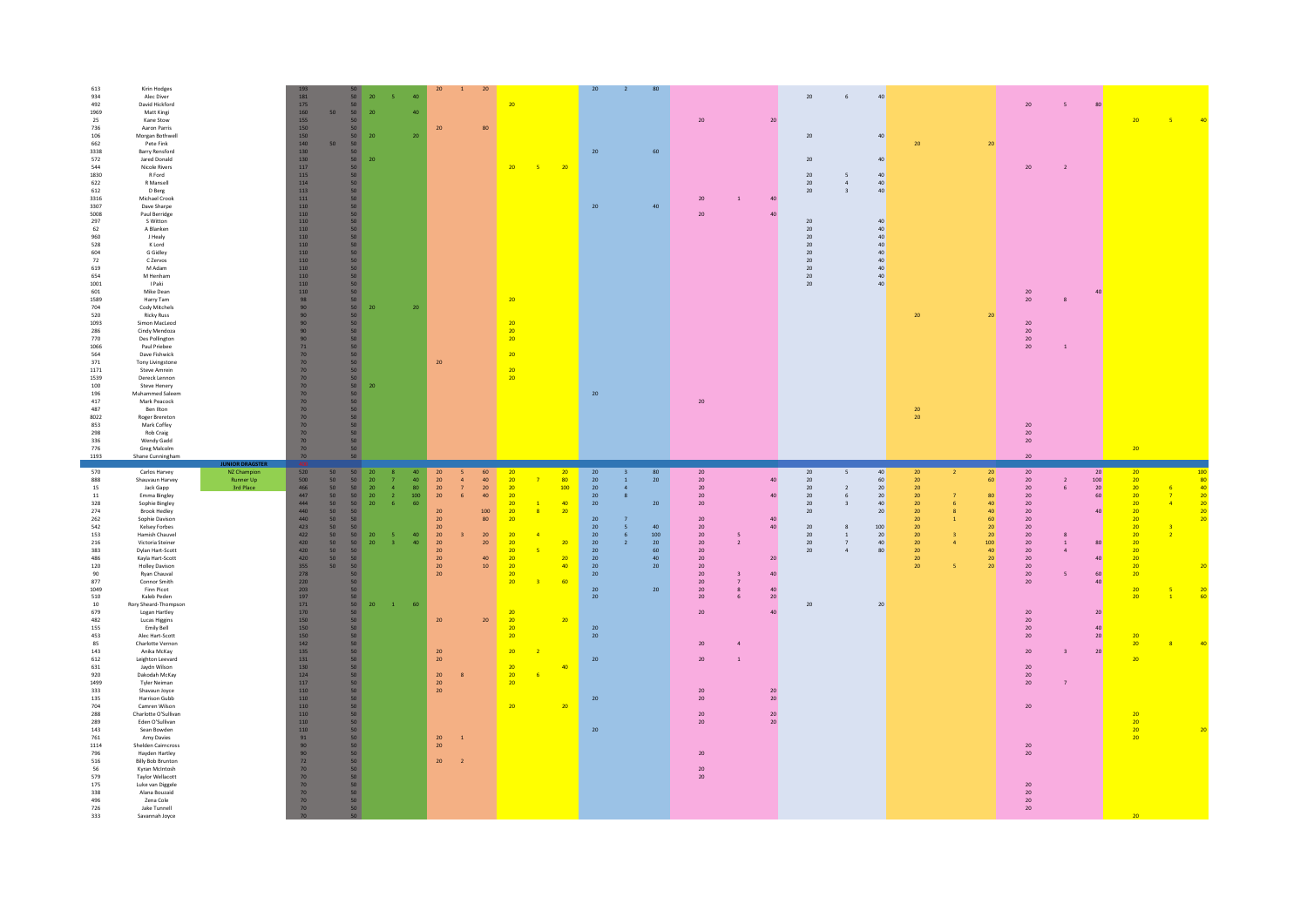| | | | | | | | | | | | | | | | | | | | | | | | | | | | | | | | | |
|---|---|---|---|---|---|---|---|---|---|---|---|---|---|---|---|---|---|---|---|---|---|---|---|---|---|---|---|---|---|---|---|---|
| 613 | Kirin Hodges | | 193 | | 50 | 20 | 5 | 40 | 20 | 1 | 20 | | | | 20 | 2 | 80 | | | | | | | | | | | | | | | |
| 934 | Alec Dixer | | 181 | | 50 | 20 | 5 | 40 | | | | | | | | | | | | | 20 | 6 | 40 | | | | | | | | | |
| 492 | David Hickford | | 175 | | 50 | | | | | | | 20 | | | | | | | | | | | | | | | 20 | 5 | 80 | | | |
| 1969 | Matt Kingi | | 160 | 50 | 50 | 20 | | 40 | | | | | | | | | | | | | | | | | | | | | | | | |
| 25 | Kane Stow | | 155 | | 50 | | | | | | | | | | | | | 20 | | 20 | | | | | | | | | | 20 | 5 | 40 |
| 736 | Aaron Parris | | 150 | | 50 | | | | 20 | | 80 | | | | | | | | | | | | | | | | | | | | | |
| 106 | Morgan Bothwell | | 150 | 50 | 50 | 20 | | 20 | | | | | | | | | | | | | 20 | | 40 | | | | | | | | | |
| 662 | Pete Fink | | 140 | 50 | 50 | | | | | | | | | | | | | | | | | | | 20 | | 20 | | | | | | |
| 3338 | Barry Rensford | | 130 | | 50 | | | | | | | | | | 20 | | 60 | | | | | | | | | | | | | | | |
| 572 | Jared Donald | | 130 | | 50 | 20 | | | | | | | | | | | | | | | 20 | | 40 | | | | | | | | | |
| 544 | Nicole Rivers | | 117 | | 50 | | | | | | | 20 | 5 | 20 | | | | | | | | | | | | | 20 | 2 | | | | |
| 1830 | R Ford | | 115 | | 50 | | | | | | | | | | | | | | | | 20 | 5 | 40 | | | | | | | | | |
| 622 | R Mansell | | 114 | | 50 | | | | | | | | | | | | | | | | 20 | 4 | 40 | | | | | | | | | |
| 612 | D Berg | | 113 | | 50 | | | | | | | | | | | | | | | | 20 | 3 | 40 | | | | | | | | | |
| 3316 | Michael Crook | | 111 | | 50 | | | | | | | | | | | | | 20 | 1 | 40 | | | | | | | | | | | | |
| 3307 | Dave Sharpe | | 110 | | 50 | | | | | | | | | | 20 | | 40 | | | | | | | | | | | | | | | |
| 5008 | Paul Berridge | | 110 | | 50 | | | | | | | | | | | | | 20 | | 40 | | | | | | | | | | | | |
| 297 | S Witton | | 110 | | 50 | | | | | | | | | | | | | | | | 20 | | 40 | | | | | | | | | |
| 62 | A Blanken | | 110 | | 50 | | | | | | | | | | | | | | | | 20 | | 40 | | | | | | | | | |
| 960 | J Healy | | 110 | | 50 | | | | | | | | | | | | | | | | 20 | | 40 | | | | | | | | | |
| 528 | K Lord | | 110 | | 50 | | | | | | | | | | | | | | | | 20 | | 40 | | | | | | | | | |
| 604 | G Gidley | | 110 | | 50 | | | | | | | | | | | | | | | | 20 | | 40 | | | | | | | | | |
| 72 | C Zervos | | 110 | | 50 | | | | | | | | | | | | | | | | 20 | | 40 | | | | | | | | | |
| 619 | M Adam | | 110 | | 50 | | | | | | | | | | | | | | | | 20 | | 40 | | | | | | | | | |
| 654 | M Henham | | 110 | | 50 | | | | | | | | | | | | | | | | 20 | | 40 | | | | | | | | | |
| 1001 | I Paki | | 110 | | 50 | | | | | | | | | | | | | | | | 20 | | 40 | | | | | | | | | |
| 601 | Mike Dean | | 110 | | 50 | | | | | | | | | | | | | | | | | | | | | | 20 | | 40 | | | |
| 1589 | Harry Tam | | 98 | | 50 | | | | | | | 20 | | | | | | | | | | | | | | | 20 | 8 | | | | |
| 704 | Cody Mitchels | | 90 | | 50 | 20 | | 20 | | | | | | | | | | | | | | | | | | | | | | | | |
| 520 | Ricky Russ | | 90 | | 50 | | | | | | | | | | | | | | | | | | | 20 | | 20 | | | | | | |
| 1093 | Simon MacLeod | | 90 | | 50 | | | | | | | 20 | | | | | | | | | | | | | | | 20 | | | | | |
| 286 | Cindy Mendoza | | 90 | | 50 | | | | | | | 20 | | | | | | | | | | | | | | | 20 | | | | | |
| 770 | Des Pollington | | 90 | | 50 | | | | | | | 20 | | | | | | | | | | | | | | | 20 | | | | | |
| 1066 | Paul Priebee | | 71 | | 50 | | | | | | | | | | | | | | | | | | | | | | 20 | 1 | | | | |
| 564 | Dave Fishwick | | 70 | | 50 | | | | | | | 20 | | | | | | | | | | | | | | | | | | | | |
| 371 | Tony Livingstone | | 70 | | 50 | | | | 20 | | | | | | | | | | | | | | | | | | | | | | | |
| 1171 | Steve Amrein | | 70 | | 50 | | | | | | | 20 | | | | | | | | | | | | | | | | | | | | |
| 1539 | Dereck Lennon | | 70 | | 50 | | | | | | | 20 | | | | | | | | | | | | | | | | | | | | |
| 100 | Steve Henery | | 70 | | 50 | 20 | | | | | | | | | | | | | | | | | | | | | | | | | | |
| 196 | Muhammed Saleem | | 70 | | 50 | | | | | | | | | | 20 | | | | | | | | | | | | | | | | | |
| 417 | Mark Peacock | | 70 | | 50 | | | | | | | | | | | | | 20 | | | | | | | | | | | | | | |
| 487 | Ben Ilton | | 70 | | 50 | | | | | | | | | | | | | | | | | | | 20 | | | | | | | | |
| 8022 | Roger Brereton | | 70 | | 50 | | | | | | | | | | | | | | | | | | | 20 | | | | | | | | |
| 853 | Mark Coffey | | 70 | | 50 | | | | | | | | | | | | | | | | | | | | | | 20 | | | | | |
| 298 | Rob Craig | | 70 | | 50 | | | | | | | | | | | | | | | | | | | | | | 20 | | | | | |
| 336 | Wendy Gadd | | 70 | | 50 | | | | | | | | | | | | | | | | | | | | | | 20 | | | | | |
| 776 | Greg Malcolm | | 70 | | 50 | | | | | | | | | | | | | | | | | | | | | | | | | 20 | | |
| 1193 | Shane Cunningham | | 70 | | 50 | | | | | | | | | | | | | | | | | | | | | | 20 | | | | | |
| | | JUNIOR DRAGSTER | | | | | | | | | | | | | | | | | | | | | | | | | | | | | | |
| 570 | Carlos Harvey | NZ Champion | 520 | 50 | 50 | 20 | 8 | 40 | 20 | 5 | 60 | 20 | | 20 | 20 | 3 | 80 | 20 | | | 20 | 5 | 40 | 20 | 2 | 20 | 20 | | 20 | 20 | | 100 |
| 888 | Shauvaun Harvey | Runner Up | 500 | 50 | 50 | 20 | 7 | 40 | 20 | 4 | 40 | 20 | 7 | 80 | 20 | 1 | 20 | 20 | | 40 | 20 | | 60 | 20 | | 60 | 20 | 2 | 100 | 20 | | 80 |
| 15 | Jack Gapp | 3rd Place | 466 | 50 | 50 | 20 | 4 | 80 | 20 | 7 | 20 | 20 | | 100 | 20 | 4 | | 20 | | | 20 | 2 | 20 | 20 | | | 20 | 6 | 20 | 20 | 6 | 40 |
| 11 | Emma Bingley | | 447 | 50 | 50 | 20 | 2 | 100 | 20 | 6 | 40 | 20 | | | 20 | 8 | | 20 | | 40 | 20 | 6 | 20 | 20 | 7 | 80 | 20 | | 60 | 20 | 7 | 20 |
| 328 | Sophie Bingley | | 444 | 50 | 50 | 20 | 6 | 60 | | | | 20 | 1 | 40 | 20 | | 20 | 20 | | | 20 | 3 | 40 | 20 | 6 | 40 | 20 | | | 20 | 4 | 20 |
| 274 | Brook Hedley | | 440 | 50 | 50 | | | | 20 | | 100 | 20 | 8 | 20 | | | | | | | 20 | | 20 | 20 | 8 | 40 | 20 | | 40 | 20 | | 20 |
| 262 | Sophie Davison | | 440 | 50 | 50 | | | | 20 | | 80 | 20 | | | 20 | 7 | | 20 | | 40 | | | | 20 | 1 | 60 | 20 | | | 20 | | 20 |
| 542 | Kelsey Forbes | | 423 | 50 | 50 | | | | 20 | | | | | | 20 | 5 | 40 | 20 | | 40 | 20 | 8 | 100 | 20 | | 20 | 20 | | | 20 | 3 | |
| 153 | Hamish Chauvel | | 422 | 50 | 50 | 20 | 5 | 40 | 20 | 3 | 20 | 20 | 4 | | 20 | 6 | 100 | 20 | 5 | | 20 | 1 | 20 | 20 | 3 | 20 | 20 | 8 | | 20 | 2 | |
| 216 | Victoria Steiner | | 420 | 50 | 50 | 20 | 3 | 40 | 20 | | 20 | 20 | | 20 | 20 | 2 | 20 | 20 | 2 | | 20 | 7 | 40 | 20 | 4 | 100 | 20 | 1 | 80 | 20 | | |
| 383 | Dylan Hart-Scott | | 420 | 50 | 50 | | | | 20 | | | 20 | 5 | | 20 | | 60 | 20 | | | 20 | 4 | 80 | 20 | | 40 | 20 | 4 | | 20 | | |
| 486 | Kayla Hart-Scott | | 420 | 50 | 50 | | | | 20 | | 40 | 20 | | 20 | 20 | | 40 | 20 | | 20 | | | | 20 | | 20 | 20 | | 40 | 20 | | |
| 120 | Holley Davison | | 355 | 50 | 50 | | | | 20 | | 10 | 20 | | 40 | 20 | | 20 | 20 | | | | | | 20 | 5 | 20 | 20 | | | 20 | | 20 |
| 90 | Ryan Chauval | | 278 | | 50 | | | | 20 | | | 20 | | | 20 | | | 20 | 3 | 40 | | | | | | | 20 | 5 | 60 | 20 | | |
| 877 | Connor Smith | | 220 | | 50 | | | | | | | 20 | 3 | 60 | | | | 20 | 7 | | | | | | | | 20 | | 40 | | | |
| 1049 | Finn Picot | | 203 | | 50 | | | | | | | | | | 20 | | 20 | 20 | 8 | 40 | | | | | | | | | | 20 | 5 | 20 |
| 510 | Kaleb Peden | | 197 | | 50 | | | | | | | | | | 20 | | | 20 | 6 | 20 | | | | | | | | | | 20 | 1 | 60 |
| 10 | Rory Sheard-Thompson | | 171 | | 50 | 20 | 1 | 60 | | | | | | | | | | | | | 20 | | 20 | | | | | | | | | |
| 679 | Logan Hartley | | 170 | | 50 | | | | | | | 20 | | | | | | 20 | | 40 | | | | | | | 20 | | 20 | | | |
| 482 | Lucas Higgins | | 150 | | 50 | | | | 20 | | 20 | 20 | | 20 | | | | | | | | | | | | | 20 | | | | | |
| 155 | Emily Bell | | 150 | | 50 | | | | | | | 20 | | | 20 | | | | | | | | | | | | 20 | | 40 | | | |
| 453 | Alec Hart-Scott | | 150 | | 50 | | | | | | | 20 | | | 20 | | | | | | | | | | | | 20 | | 20 | 20 | | |
| 85 | Charlotte Vernon | | 142 | | 50 | | | | | | | | | | | | | 20 | 4 | | | | | | | | | | | 20 | 8 | 40 |
| 143 | Anika McKay | | 135 | | 50 | | | | 20 | | | 20 | 2 | | | | | | | | | | | | | | 20 | 3 | 20 | | | |
| 612 | Leighton Leevard | | 131 | | 50 | | | | 20 | | | | | | 20 | | | 20 | 1 | | | | | | | | | | | 20 | | |
| 631 | Jaydn Wilson | | 130 | | 50 | | | | | | | 20 | | 40 | | | | | | | | | | | | | 20 | | | | | |
| 920 | Dakodah McKay | | 124 | | 50 | | | | 20 | 8 | | 20 | 6 | | | | | | | | | | | | | | 20 | | | | | |
| 1499 | Tyler Neiman | | 117 | | 50 | | | | 20 | | | 20 | | | | | | | | | | | | | | | 20 | 7 | | | | |
| 333 | Shavaun Joyce | | 110 | | 50 | | | | 20 | | | | | | | | | 20 | | 20 | | | | | | | | | | | | |
| 135 | Harrison Gubb | | 110 | | 50 | | | | | | | | | | 20 | | | 20 | | 20 | | | | | | | | | | | | |
| 704 | Camren Wilson | | 110 | | 50 | | | | | | | 20 | | 20 | | | | | | | | | | | | | 20 | | | | | |
| 288 | Charlotte O'Sullivan | | 110 | | 50 | | | | | | | | | | | | | 20 | | 20 | | | | | | | | | | 20 | | |
| 289 | Eden O'Sullivan | | 110 | | 50 | | | | | | | | | | | | | 20 | | 20 | | | | | | | | | | 20 | | |
| 143 | Sean Bowden | | 110 | | 50 | | | | | | | | | | 20 | | | | | | | | | | | | | | | 20 | | 20 |
| 761 | Amy Davies | | 91 | | 50 | | | | 20 | 1 | | | | | | | | | | | | | | | | | | | | 20 | | |
| 1114 | Shelden Cairncross | | 90 | | 50 | | | | 20 | | | | | | | | | | | | | | | | | | 20 | | | | | |
| 796 | Hayden Hartley | | 90 | | 50 | | | | | | | | | | | | | 20 | | | | | | | | | 20 | | | | | |
| 516 | Billy Bob Brunton | | 72 | | 50 | | | | 20 | 2 | | | | | | | | | | | | | | | | | | | | | | |
| 56 | Kyran McIntosh | | 70 | | 50 | | | | | | | | | | | | | 20 | | | | | | | | | | | | | | |
| 579 | Taylor Wellacott | | 70 | | 50 | | | | | | | | | | | | | 20 | | | | | | | | | | | | | | |
| 175 | Luke van Diggele | | 70 | | 50 | | | | | | | | | | | | | | | | | | | | | | 20 | | | | | |
| 338 | Alana Bouzaid | | 70 | | 50 | | | | | | | | | | | | | | | | | | | | | | 20 | | | | | |
| 496 | Zena Cole | | 70 | | 50 | | | | | | | | | | | | | | | | | | | | | | 20 | | | | | |
| 726 | Jake Tunnell | | 70 | | 50 | | | | | | | | | | | | | | | | | | | | | | 20 | | | | | |
| 333 | Savannah Joyce | | 70 | | 50 | | | | | | | | | | | | | | | | | | | | | | | | | 20 | | |